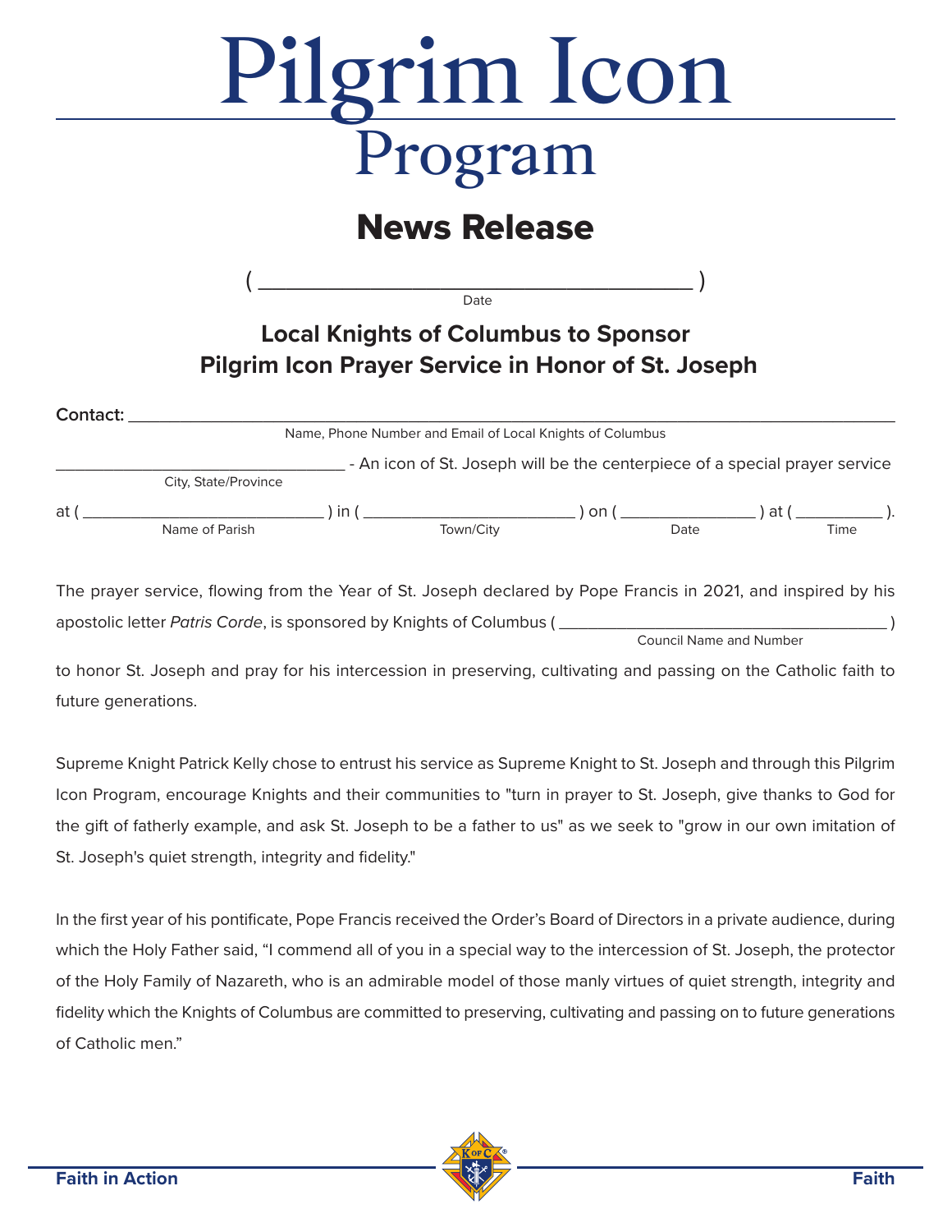# Pilgrim Icon Program

## News Release

( ________________________________ )
Date

### Local Knights of Columbus to Sponsor Pilgrim Icon Prayer Service in Honor of St. Joseph

**Contact:** ____________________________________________
Name, Phone Number and Email of Local Knights of Columbus

________________________ - An icon of St. Joseph will be the centerpiece of a special prayer service
City, State/Province

at ( ______________________ ) in ( ____________________ ) on ( _____________ ) at ( _________ ).
Name of Parish — Town/City — Date — Time

The prayer service, flowing from the Year of St. Joseph declared by Pope Francis in 2021, and inspired by his apostolic letter *Patris Corde*, is sponsored by Knights of Columbus ( ______________________________ )
Council Name and Number

to honor St. Joseph and pray for his intercession in preserving, cultivating and passing on the Catholic faith to future generations.

Supreme Knight Patrick Kelly chose to entrust his service as Supreme Knight to St. Joseph and through this Pilgrim Icon Program, encourage Knights and their communities to "turn in prayer to St. Joseph, give thanks to God for the gift of fatherly example, and ask St. Joseph to be a father to us" as we seek to "grow in our own imitation of St. Joseph's quiet strength, integrity and fidelity."

In the first year of his pontificate, Pope Francis received the Order's Board of Directors in a private audience, during which the Holy Father said, "I commend all of you in a special way to the intercession of St. Joseph, the protector of the Holy Family of Nazareth, who is an admirable model of those manly virtues of quiet strength, integrity and fidelity which the Knights of Columbus are committed to preserving, cultivating and passing on to future generations of Catholic men."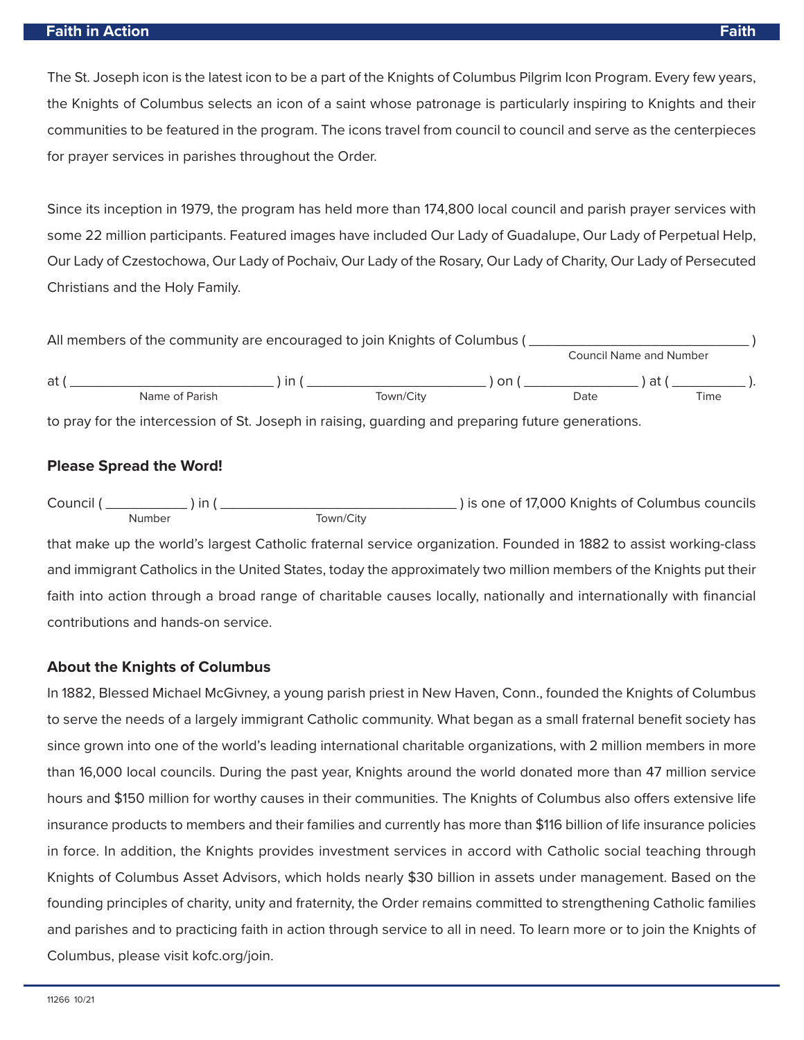The St. Joseph icon is the latest icon to be a part of the Knights of Columbus Pilgrim Icon Program. Every few years, the Knights of Columbus selects an icon of a saint whose patronage is particularly inspiring to Knights and their communities to be featured in the program. The icons travel from council to council and serve as the centerpieces for prayer services in parishes throughout the Order.

Since its inception in 1979, the program has held more than 174,800 local council and parish prayer services with some 22 million participants. Featured images have included Our Lady of Guadalupe, Our Lady of Perpetual Help, Our Lady of Czestochowa, Our Lady of Pochaiv, Our Lady of the Rosary, Our Lady of Charity, Our Lady of Persecuted Christians and the Holy Family.

All members of the community are encouraged to join Knights of Columbus ( ______________________________ )
Council Name and Number

at ( ____________________________ ) in ( ________________________ ) on ( _______________ ) at ( __________ ).
Name of Parish — Town/City — Date — Time

to pray for the intercession of St. Joseph in raising, guarding and preparing future generations.

**Please Spread the Word!**

Council ( ___________ ) in ( ________________________________ ) is one of 17,000 Knights of Columbus councils
Number — Town/City

that make up the world's largest Catholic fraternal service organization. Founded in 1882 to assist working-class and immigrant Catholics in the United States, today the approximately two million members of the Knights put their faith into action through a broad range of charitable causes locally, nationally and internationally with financial contributions and hands-on service.

**About the Knights of Columbus**

In 1882, Blessed Michael McGivney, a young parish priest in New Haven, Conn., founded the Knights of Columbus to serve the needs of a largely immigrant Catholic community. What began as a small fraternal benefit society has since grown into one of the world's leading international charitable organizations, with 2 million members in more than 16,000 local councils. During the past year, Knights around the world donated more than 47 million service hours and $150 million for worthy causes in their communities. The Knights of Columbus also offers extensive life insurance products to members and their families and currently has more than $116 billion of life insurance policies in force. In addition, the Knights provides investment services in accord with Catholic social teaching through Knights of Columbus Asset Advisors, which holds nearly $30 billion in assets under management. Based on the founding principles of charity, unity and fraternity, the Order remains committed to strengthening Catholic families and parishes and to practicing faith in action through service to all in need. To learn more or to join the Knights of Columbus, please visit kofc.org/join.

11266 10/21